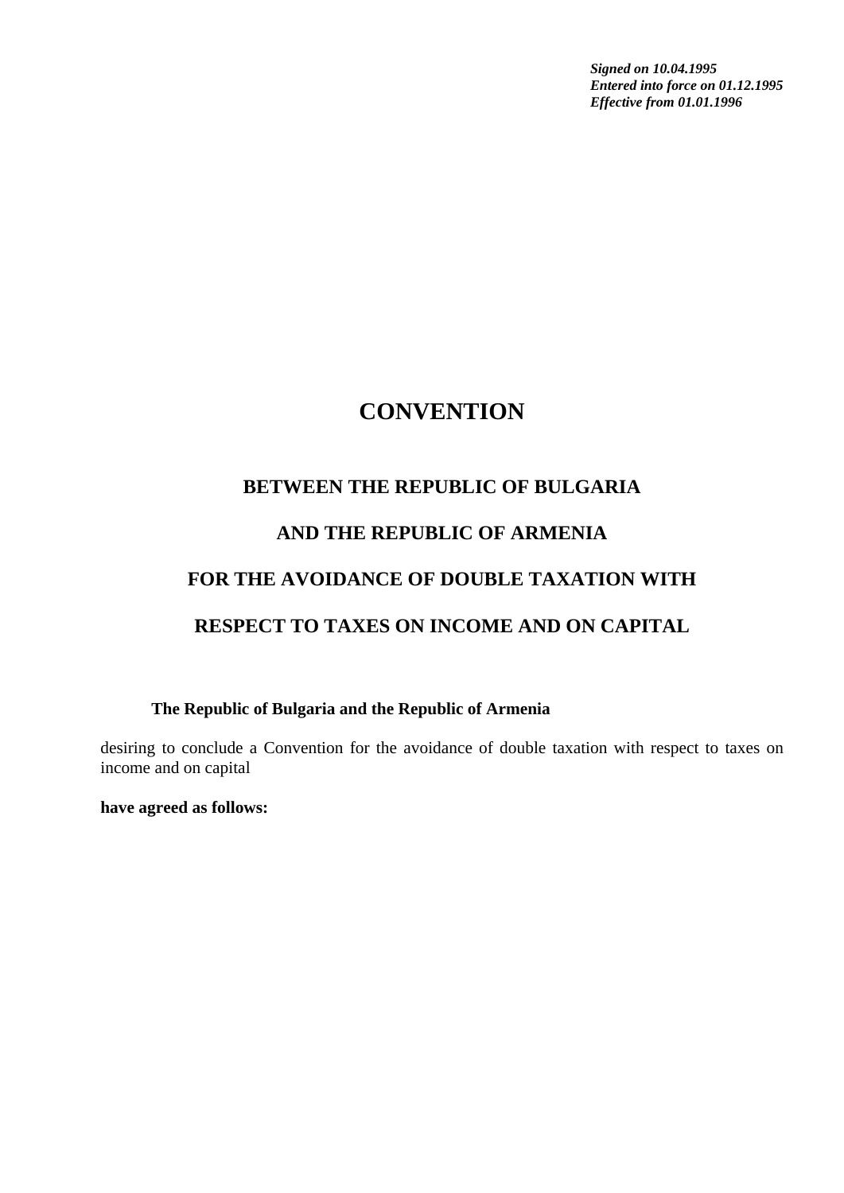***Signed on 10.04.1995***
***Entered into force on 01.12.1995***
***Effective from 01.01.1996***

# CONVENTION

## BETWEEN THE REPUBLIC OF BULGARIA

## AND THE REPUBLIC OF ARMENIA

## FOR THE AVOIDANCE OF DOUBLE TAXATION WITH

## RESPECT TO TAXES ON INCOME AND ON CAPITAL

**The Republic of Bulgaria and the Republic of Armenia**

desiring to conclude a Convention for the avoidance of double taxation with respect to taxes on income and on capital

**have agreed as follows:**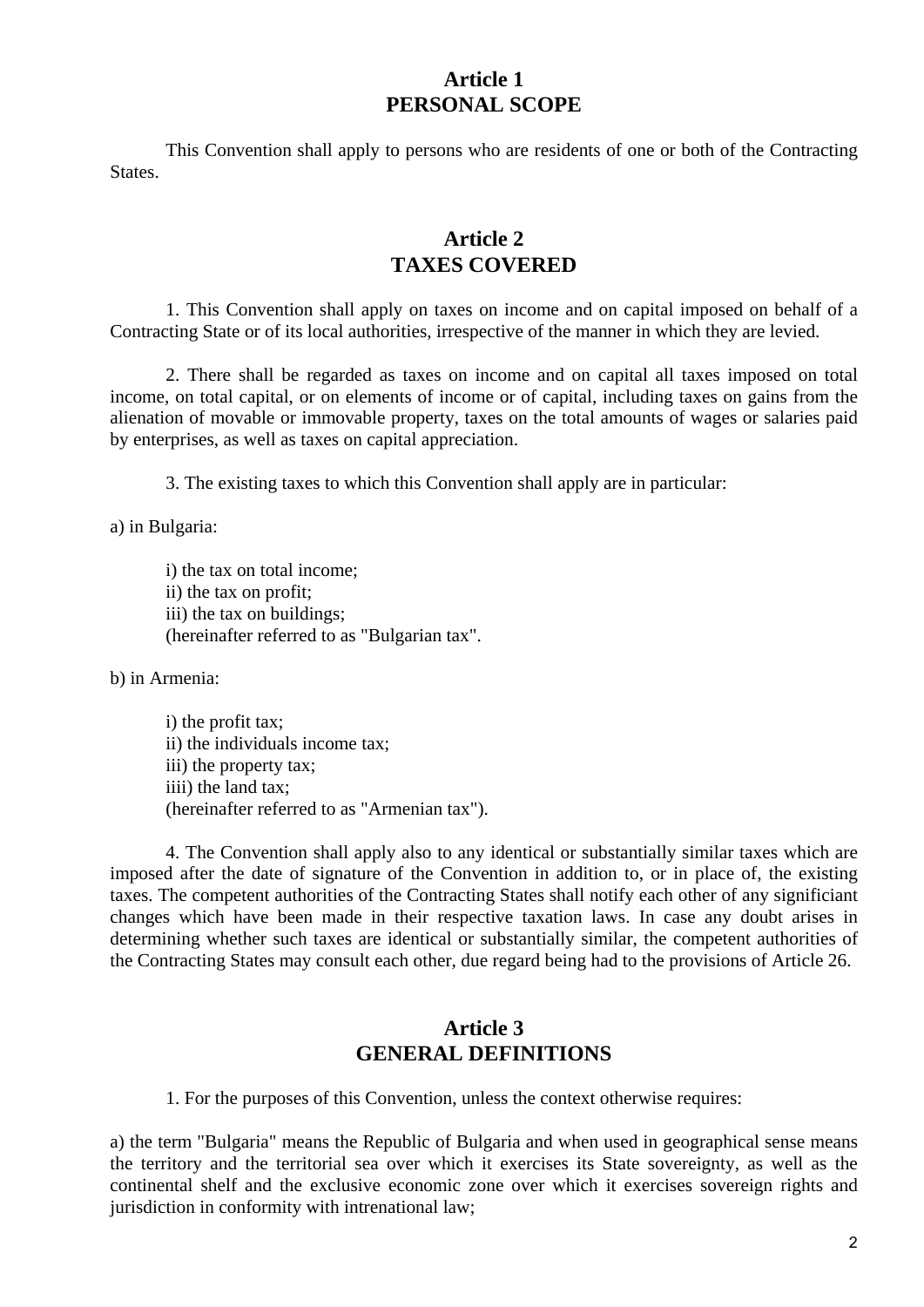## Article 1
## PERSONAL SCOPE

This Convention shall apply to persons who are residents of one or both of the Contracting States.

## Article 2
## TAXES COVERED

1. This Convention shall apply on taxes on income and on capital imposed on behalf of a Contracting State or of its local authorities, irrespective of the manner in which they are levied.

2. There shall be regarded as taxes on income and on capital all taxes imposed on total income, on total capital, or on elements of income or of capital, including taxes on gains from the alienation of movable or immovable property, taxes on the total amounts of wages or salaries paid by enterprises, as well as taxes on capital appreciation.

3. The existing taxes to which this Convention shall apply are in particular:

a) in Bulgaria:

i) the tax on total income;
ii) the tax on profit;
iii) the tax on buildings;
(hereinafter referred to as "Bulgarian tax".

b) in Armenia:

i) the profit tax;
ii) the individuals income tax;
iii) the property tax;
iiii) the land tax;
(hereinafter referred to as "Armenian tax").

4. The Convention shall apply also to any identical or substantially similar taxes which are imposed after the date of signature of the Convention in addition to, or in place of, the existing taxes. The competent authorities of the Contracting States shall notify each other of any significiant changes which have been made in their respective taxation laws. In case any doubt arises in determining whether such taxes are identical or substantially similar, the competent authorities of the Contracting States may consult each other, due regard being had to the provisions of Article 26.

## Article 3
## GENERAL DEFINITIONS

1. For the purposes of this Convention, unless the context otherwise requires:

a) the term "Bulgaria" means the Republic of Bulgaria and when used in geographical sense means the territory and the territorial sea over which it exercises its State sovereignty, as well as the continental shelf and the exclusive economic zone over which it exercises sovereign rights and jurisdiction in conformity with intrenational law;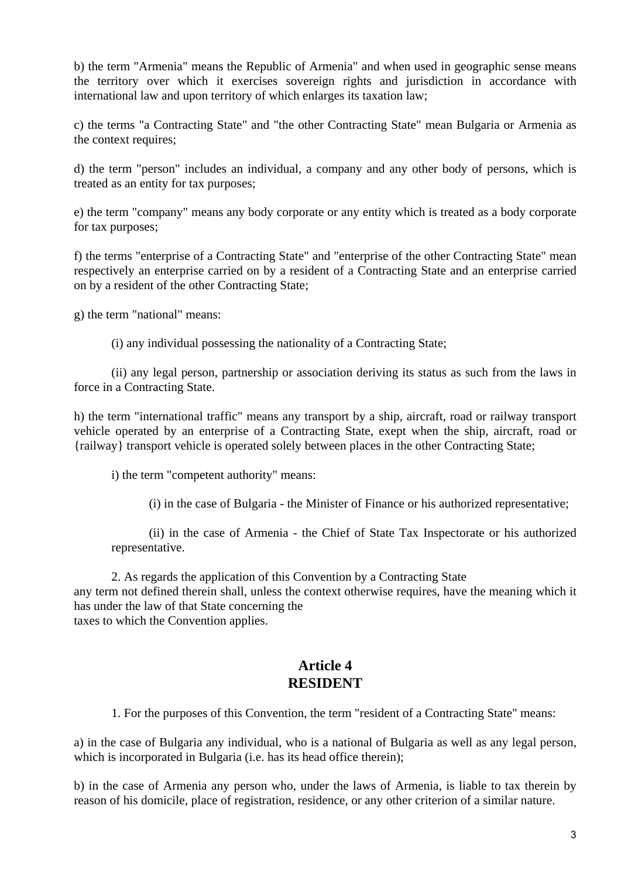b) the term "Armenia" means the Republic of Armenia" and when used in geographic sense means the territory over which it exercises sovereign rights and jurisdiction in accordance with international law and upon territory of which enlarges its taxation law;

c) the terms "a Contracting State" and "the other Contracting State" mean Bulgaria or Armenia as the context requires;

d) the term "person" includes an individual, a company and any other body of persons, which is treated as an entity for tax purposes;

e) the term "company" means any body corporate or any entity which is treated as a body corporate for tax purposes;

f) the terms "enterprise of a Contracting State" and "enterprise of the other Contracting State" mean respectively an enterprise carried on by a resident of a Contracting State and an enterprise carried on by a resident of the other Contracting State;

g) the term "national" means:

(i) any individual possessing the nationality of a Contracting State;

(ii) any legal person, partnership or association deriving its status as such from the laws in force in a Contracting State.

h) the term "international traffic" means any transport by a ship, aircraft, road or railway transport vehicle operated by an enterprise of a Contracting State, exept when the ship, aircraft, road or {railway} transport vehicle is operated solely between places in the other Contracting State;

i) the term "competent authority" means:

(i) in the case of Bulgaria - the Minister of Finance or his authorized representative;

(ii) in the case of Armenia - the Chief of State Tax Inspectorate or his authorized representative.

2. As regards the application of this Convention by a Contracting State any term not defined therein shall, unless the context otherwise requires, have the meaning which it has under the law of that State concerning the taxes to which the Convention applies.

## Article 4
## RESIDENT

1. For the purposes of this Convention, the term "resident of a Contracting State" means:

a) in the case of Bulgaria any individual, who is a national of Bulgaria as well as any legal person, which is incorporated in Bulgaria (i.e. has its head office therein);

b) in the case of Armenia any person who, under the laws of Armenia, is liable to tax therein by reason of his domicile, place of registration, residence, or any other criterion of a similar nature.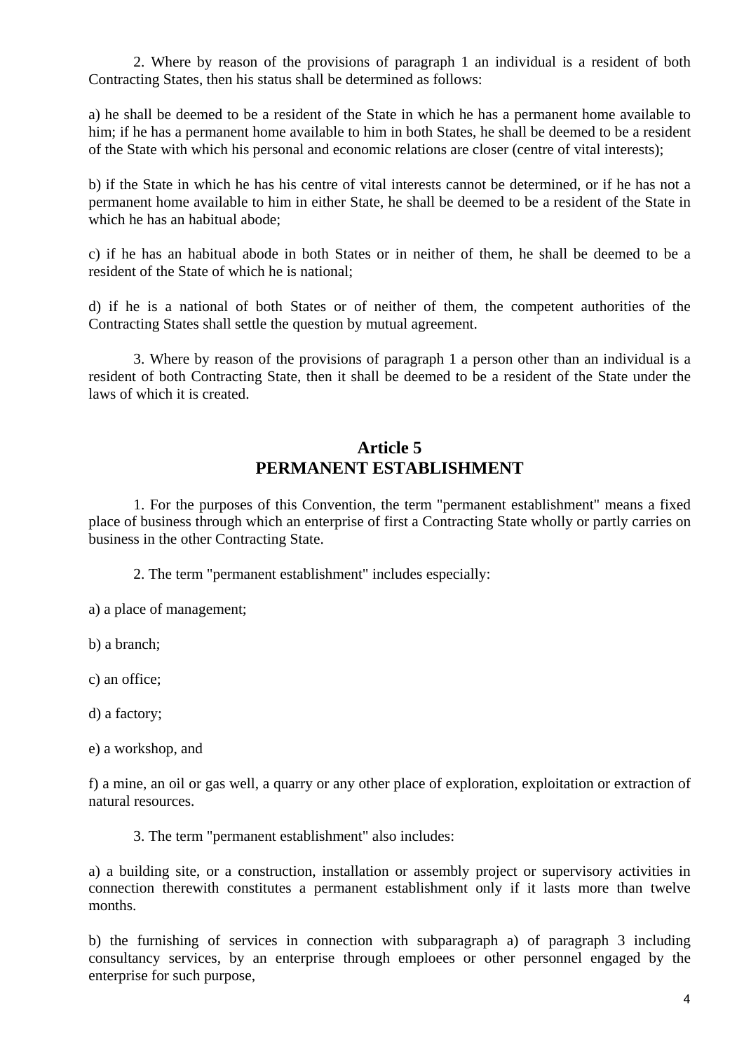2. Where by reason of the provisions of paragraph 1 an individual is a resident of both Contracting States, then his status shall be determined as follows:

a) he shall be deemed to be a resident of the State in which he has a permanent home available to him; if he has a permanent home available to him in both States, he shall be deemed to be a resident of the State with which his personal and economic relations are closer (centre of vital interests);

b) if the State in which he has his centre of vital interests cannot be determined, or if he has not a permanent home available to him in either State, he shall be deemed to be a resident of the State in which he has an habitual abode;

c) if he has an habitual abode in both States or in neither of them, he shall be deemed to be a resident of the State of which he is national;

d) if he is a national of both States or of neither of them, the competent authorities of the Contracting States shall settle the question by mutual agreement.

3. Where by reason of the provisions of paragraph 1 a person other than an individual is a resident of both Contracting State, then it shall be deemed to be a resident of the State under the laws of which it is created.

## Article 5
## PERMANENT ESTABLISHMENT

1. For the purposes of this Convention, the term "permanent establishment" means a fixed place of business through which an enterprise of first a Contracting State wholly or partly carries on business in the other Contracting State.

2. The term "permanent establishment" includes especially:

a) a place of management;

b) a branch;

c) an office;

d) a factory;

e) a workshop, and

f) a mine, an oil or gas well, a quarry or any other place of exploration, exploitation or extraction of natural resources.

3. The term "permanent establishment" also includes:

a) a building site, or a construction, installation or assembly project or supervisory activities in connection therewith constitutes a permanent establishment only if it lasts more than twelve months.

b) the furnishing of services in connection with subparagraph a) of paragraph 3 including consultancy services, by an enterprise through emploees or other personnel engaged by the enterprise for such purpose,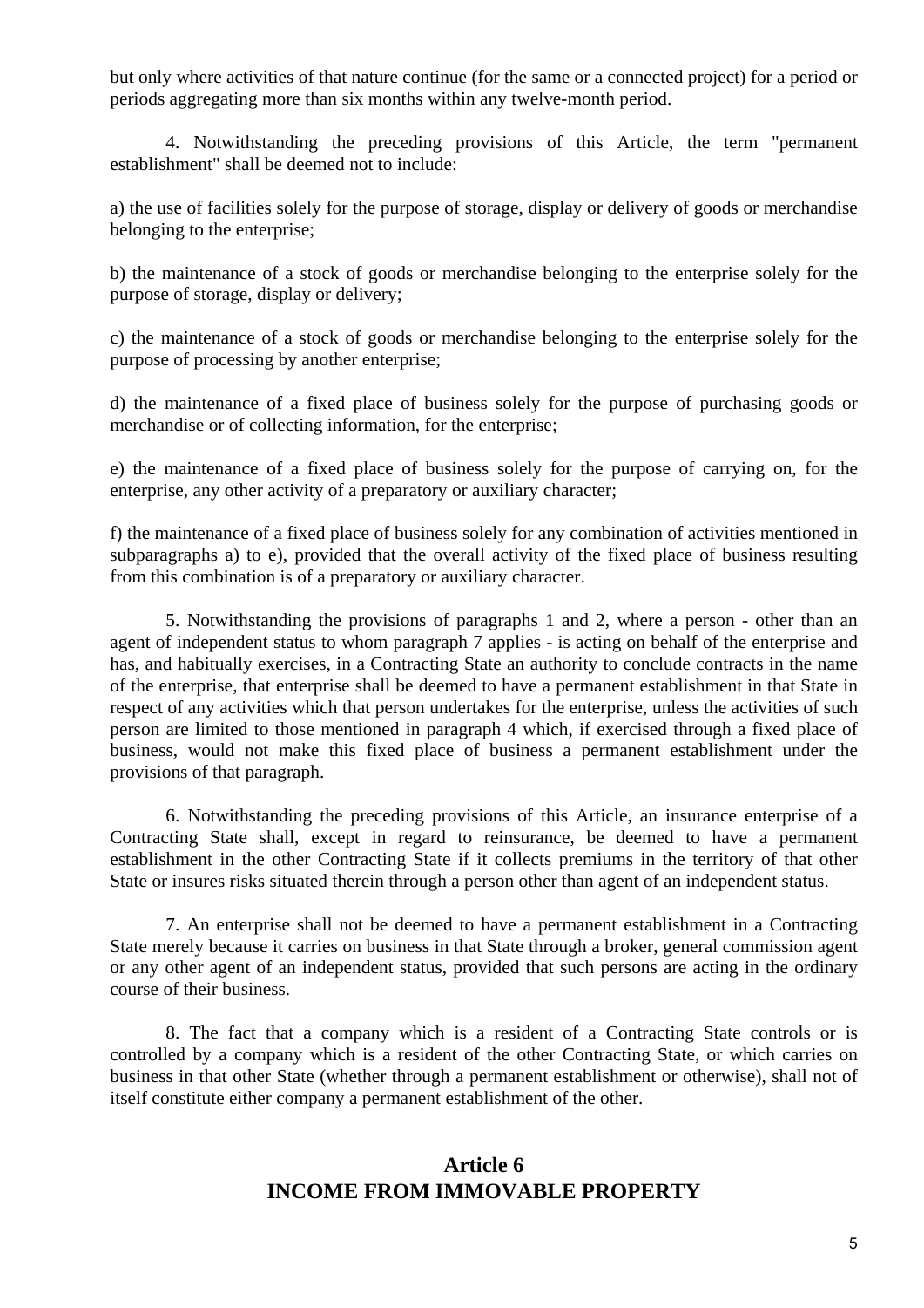but only where activities of that nature continue (for the same or a connected project) for a period or periods aggregating more than six months within any twelve-month period.

4. Notwithstanding the preceding provisions of this Article, the term "permanent establishment" shall be deemed not to include:

a) the use of facilities solely for the purpose of storage, display or delivery of goods or merchandise belonging to the enterprise;

b) the maintenance of a stock of goods or merchandise belonging to the enterprise solely for the purpose of storage, display or delivery;

c) the maintenance of a stock of goods or merchandise belonging to the enterprise solely for the purpose of processing by another enterprise;

d) the maintenance of a fixed place of business solely for the purpose of purchasing goods or merchandise or of collecting information, for the enterprise;

e) the maintenance of a fixed place of business solely for the purpose of carrying on, for the enterprise, any other activity of a preparatory or auxiliary character;

f) the maintenance of a fixed place of business solely for any combination of activities mentioned in subparagraphs a) to e), provided that the overall activity of the fixed place of business resulting from this combination is of a preparatory or auxiliary character.

5. Notwithstanding the provisions of paragraphs 1 and 2, where a person - other than an agent of independent status to whom paragraph 7 applies - is acting on behalf of the enterprise and has, and habitually exercises, in a Contracting State an authority to conclude contracts in the name of the enterprise, that enterprise shall be deemed to have a permanent establishment in that State in respect of any activities which that person undertakes for the enterprise, unless the activities of such person are limited to those mentioned in paragraph 4 which, if exercised through a fixed place of business, would not make this fixed place of business a permanent establishment under the provisions of that paragraph.

6. Notwithstanding the preceding provisions of this Article, an insurance enterprise of a Contracting State shall, except in regard to reinsurance, be deemed to have a permanent establishment in the other Contracting State if it collects premiums in the territory of that other State or insures risks situated therein through a person other than agent of an independent status.

7. An enterprise shall not be deemed to have a permanent establishment in a Contracting State merely because it carries on business in that State through a broker, general commission agent or any other agent of an independent status, provided that such persons are acting in the ordinary course of their business.

8. The fact that a company which is a resident of a Contracting State controls or is controlled by a company which is a resident of the other Contracting State, or which carries on business in that other State (whether through a permanent establishment or otherwise), shall not of itself constitute either company a permanent establishment of the other.

## Article 6
## INCOME FROM IMMOVABLE PROPERTY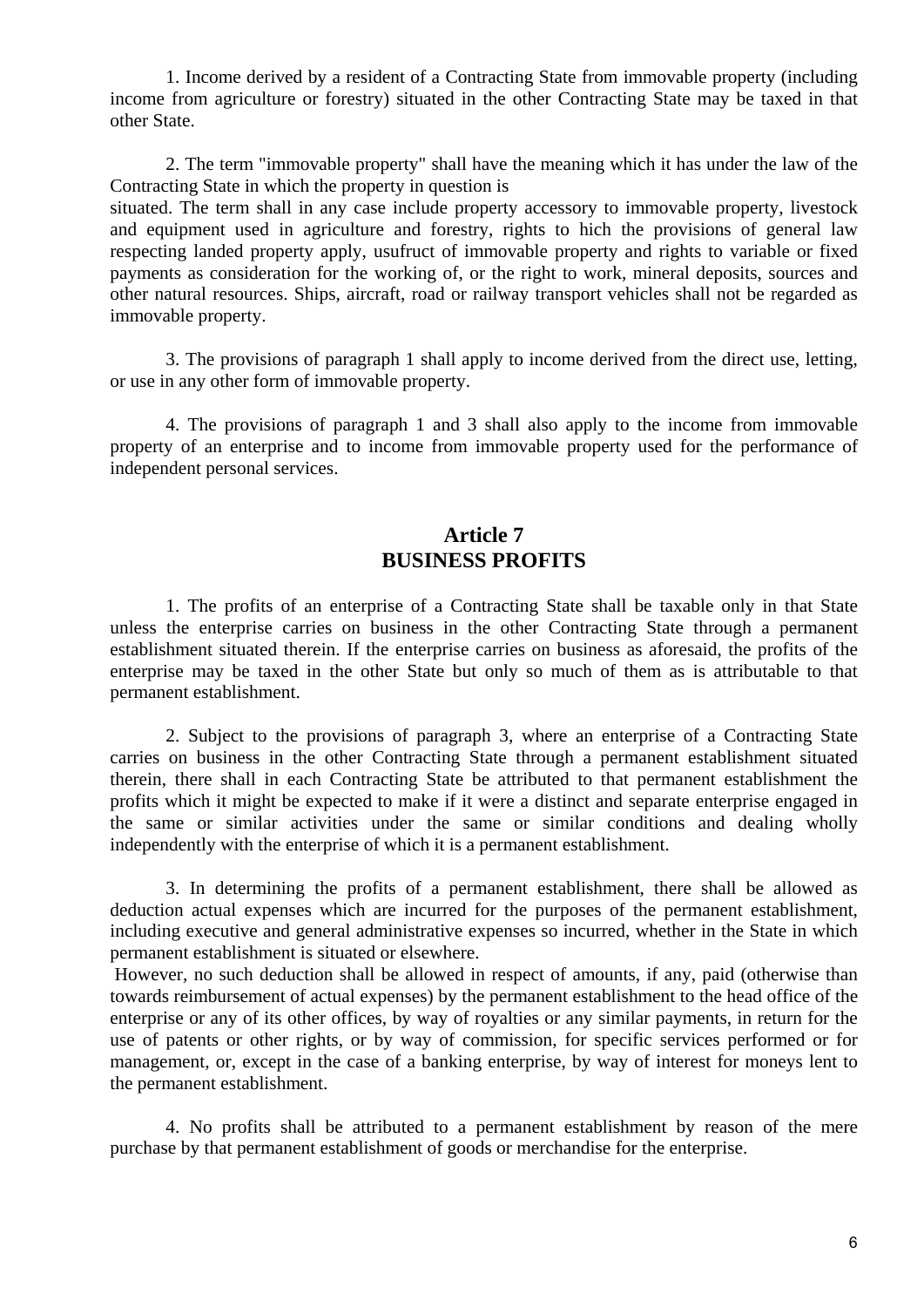1. Income derived by a resident of a Contracting State from immovable property (including income from agriculture or forestry) situated in the other Contracting State may be taxed in that other State.

2. The term "immovable property" shall have the meaning which it has under the law of the Contracting State in which the property in question is
situated. The term shall in any case include property accessory to immovable property, livestock and equipment used in agriculture and forestry, rights to hich the provisions of general law respecting landed property apply, usufruct of immovable property and rights to variable or fixed payments as consideration for the working of, or the right to work, mineral deposits, sources and other natural resources. Ships, aircraft, road or railway transport vehicles shall not be regarded as immovable property.

3. The provisions of paragraph 1 shall apply to income derived from the direct use, letting, or use in any other form of immovable property.

4. The provisions of paragraph 1 and 3 shall also apply to the income from immovable property of an enterprise and to income from immovable property used for the performance of independent personal services.

## Article 7
## BUSINESS PROFITS

1. The profits of an enterprise of a Contracting State shall be taxable only in that State unless the enterprise carries on business in the other Contracting State through a permanent establishment situated therein. If the enterprise carries on business as aforesaid, the profits of the enterprise may be taxed in the other State but only so much of them as is attributable to that permanent establishment.

2. Subject to the provisions of paragraph 3, where an enterprise of a Contracting State carries on business in the other Contracting State through a permanent establishment situated therein, there shall in each Contracting State be attributed to that permanent establishment the profits which it might be expected to make if it were a distinct and separate enterprise engaged in the same or similar activities under the same or similar conditions and dealing wholly independently with the enterprise of which it is a permanent establishment.

3. In determining the profits of a permanent establishment, there shall be allowed as deduction actual expenses which are incurred for the purposes of the permanent establishment, including executive and general administrative expenses so incurred, whether in the State in which permanent establishment is situated or elsewhere.
However, no such deduction shall be allowed in respect of amounts, if any, paid (otherwise than towards reimbursement of actual expenses) by the permanent establishment to the head office of the enterprise or any of its other offices, by way of royalties or any similar payments, in return for the use of patents or other rights, or by way of commission, for specific services performed or for management, or, except in the case of a banking enterprise, by way of interest for moneys lent to the permanent establishment.

4. No profits shall be attributed to a permanent establishment by reason of the mere purchase by that permanent establishment of goods or merchandise for the enterprise.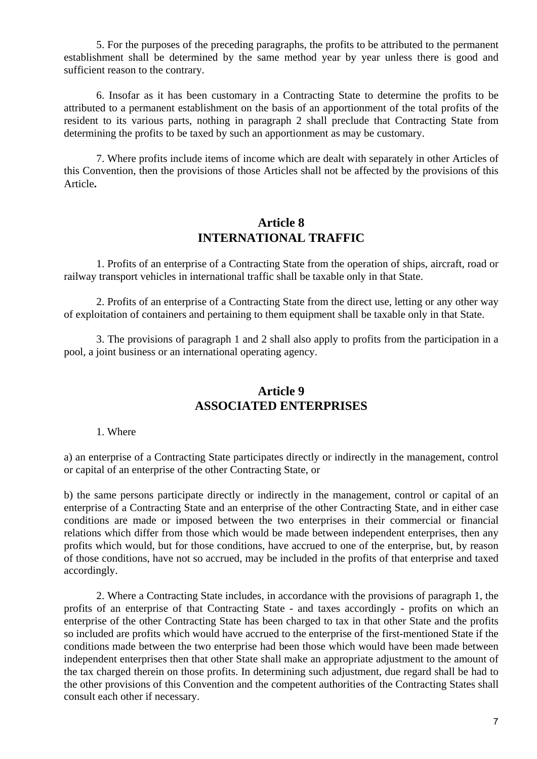5. For the purposes of the preceding paragraphs, the profits to be attributed to the permanent establishment shall be determined by the same method year by year unless there is good and sufficient reason to the contrary.

6. Insofar as it has been customary in a Contracting State to determine the profits to be attributed to a permanent establishment on the basis of an apportionment of the total profits of the resident to its various parts, nothing in paragraph 2 shall preclude that Contracting State from determining the profits to be taxed by such an apportionment as may be customary.

7. Where profits include items of income which are dealt with separately in other Articles of this Convention, then the provisions of those Articles shall not be affected by the provisions of this Article.

## Article 8
## INTERNATIONAL TRAFFIC

1. Profits of an enterprise of a Contracting State from the operation of ships, aircraft, road or railway transport vehicles in international traffic shall be taxable only in that State.

2. Profits of an enterprise of a Contracting State from the direct use, letting or any other way of exploitation of containers and pertaining to them equipment shall be taxable only in that State.

3. The provisions of paragraph 1 and 2 shall also apply to profits from the participation in a pool, a joint business or an international operating agency.

## Article 9
## ASSOCIATED ENTERPRISES

1. Where

a) an enterprise of a Contracting State participates directly or indirectly in the management, control or capital of an enterprise of the other Contracting State, or

b) the same persons participate directly or indirectly in the management, control or capital of an enterprise of a Contracting State and an enterprise of the other Contracting State, and in either case conditions are made or imposed between the two enterprises in their commercial or financial relations which differ from those which would be made between independent enterprises, then any profits which would, but for those conditions, have accrued to one of the enterprise, but, by reason of those conditions, have not so accrued, may be included in the profits of that enterprise and taxed accordingly.

2. Where a Contracting State includes, in accordance with the provisions of paragraph 1, the profits of an enterprise of that Contracting State - and taxes accordingly - profits on which an enterprise of the other Contracting State has been charged to tax in that other State and the profits so included are profits which would have accrued to the enterprise of the first-mentioned State if the conditions made between the two enterprise had been those which would have been made between independent enterprises then that other State shall make an appropriate adjustment to the amount of the tax charged therein on those profits. In determining such adjustment, due regard shall be had to the other provisions of this Convention and the competent authorities of the Contracting States shall consult each other if necessary.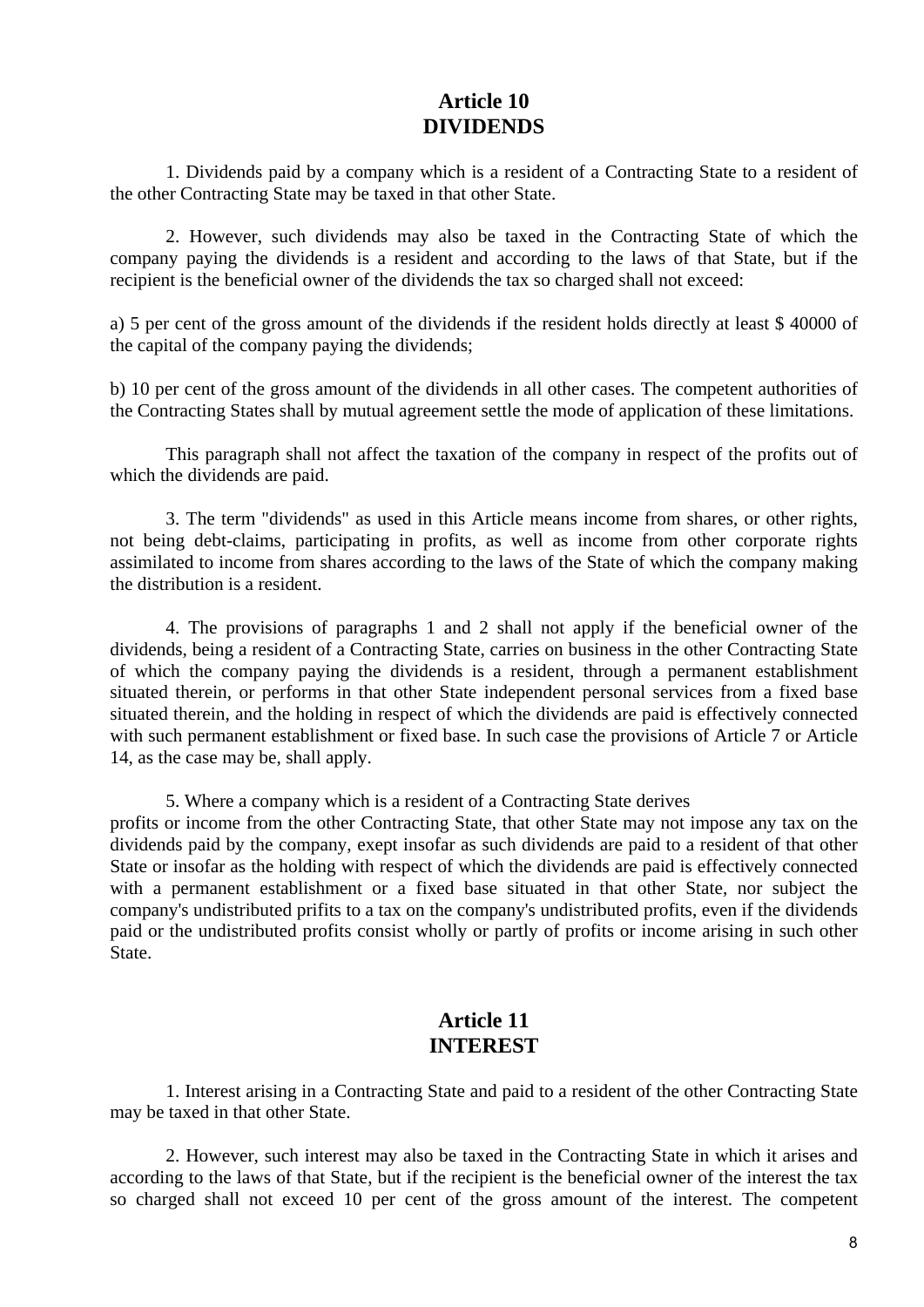## Article 10
## DIVIDENDS

1. Dividends paid by a company which is a resident of a Contracting State to a resident of the other Contracting State may be taxed in that other State.

2. However, such dividends may also be taxed in the Contracting State of which the company paying the dividends is a resident and according to the laws of that State, but if the recipient is the beneficial owner of the dividends the tax so charged shall not exceed:

a) 5 per cent of the gross amount of the dividends if the resident holds directly at least $ 40000 of the capital of the company paying the dividends;

b) 10 per cent of the gross amount of the dividends in all other cases. The competent authorities of the Contracting States shall by mutual agreement settle the mode of application of these limitations.

This paragraph shall not affect the taxation of the company in respect of the profits out of which the dividends are paid.

3. The term "dividends" as used in this Article means income from shares, or other rights, not being debt-claims, participating in profits, as well as income from other corporate rights assimilated to income from shares according to the laws of the State of which the company making the distribution is a resident.

4. The provisions of paragraphs 1 and 2 shall not apply if the beneficial owner of the dividends, being a resident of a Contracting State, carries on business in the other Contracting State of which the company paying the dividends is a resident, through a permanent establishment situated therein, or performs in that other State independent personal services from a fixed base situated therein, and the holding in respect of which the dividends are paid is effectively connected with such permanent establishment or fixed base. In such case the provisions of Article 7 or Article 14, as the case may be, shall apply.

5. Where a company which is a resident of a Contracting State derives profits or income from the other Contracting State, that other State may not impose any tax on the dividends paid by the company, exept insofar as such dividends are paid to a resident of that other State or insofar as the holding with respect of which the dividends are paid is effectively connected with a permanent establishment or a fixed base situated in that other State, nor subject the company's undistributed prifits to a tax on the company's undistributed profits, even if the dividends paid or the undistributed profits consist wholly or partly of profits or income arising in such other State.

## Article 11
## INTEREST

1. Interest arising in a Contracting State and paid to a resident of the other Contracting State may be taxed in that other State.

2. However, such interest may also be taxed in the Contracting State in which it arises and according to the laws of that State, but if the recipient is the beneficial owner of the interest the tax so charged shall not exceed 10 per cent of the gross amount of the interest. The competent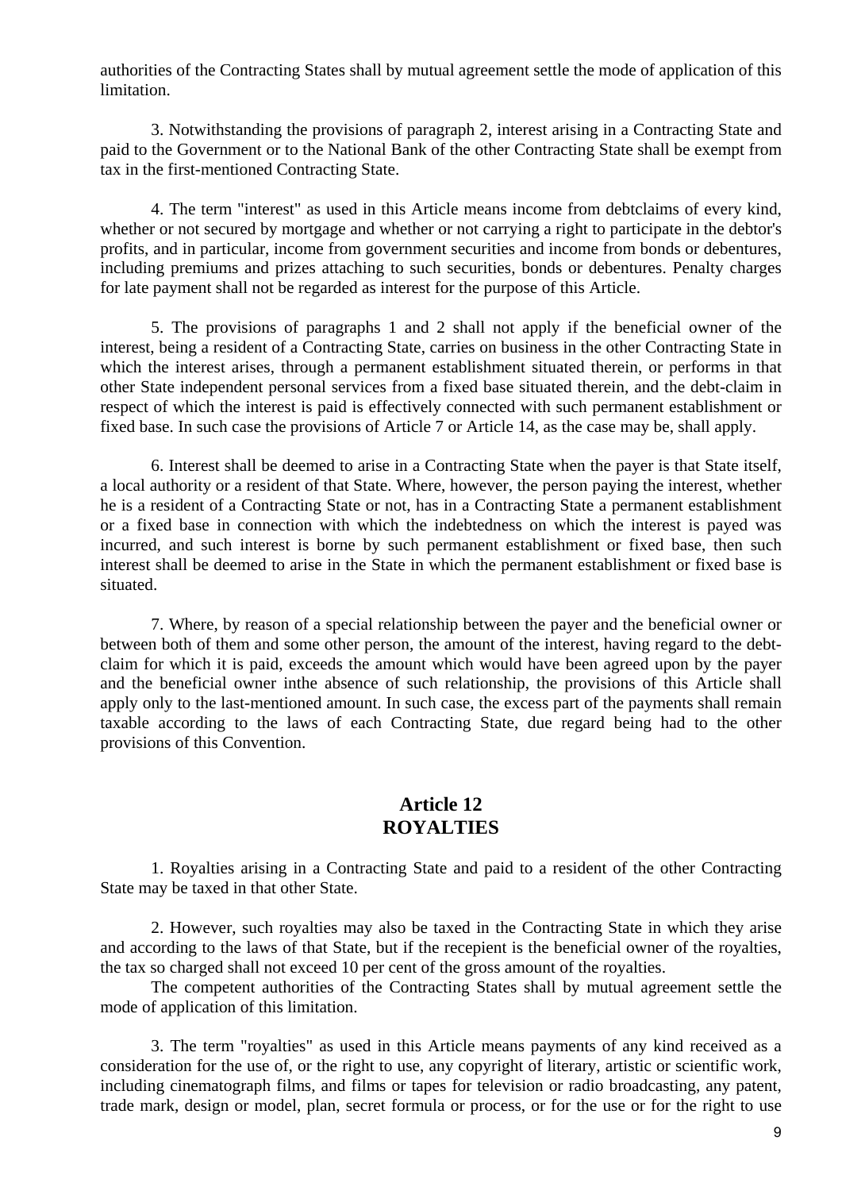authorities of the Contracting States shall by mutual agreement settle the mode of application of this limitation.

3. Notwithstanding the provisions of paragraph 2, interest arising in a Contracting State and paid to the Government or to the National Bank of the other Contracting State shall be exempt from tax in the first-mentioned Contracting State.

4. The term "interest" as used in this Article means income from debtclaims of every kind, whether or not secured by mortgage and whether or not carrying a right to participate in the debtor's profits, and in particular, income from government securities and income from bonds or debentures, including premiums and prizes attaching to such securities, bonds or debentures. Penalty charges for late payment shall not be regarded as interest for the purpose of this Article.

5. The provisions of paragraphs 1 and 2 shall not apply if the beneficial owner of the interest, being a resident of a Contracting State, carries on business in the other Contracting State in which the interest arises, through a permanent establishment situated therein, or performs in that other State independent personal services from a fixed base situated therein, and the debt-claim in respect of which the interest is paid is effectively connected with such permanent establishment or fixed base. In such case the provisions of Article 7 or Article 14, as the case may be, shall apply.

6. Interest shall be deemed to arise in a Contracting State when the payer is that State itself, a local authority or a resident of that State. Where, however, the person paying the interest, whether he is a resident of a Contracting State or not, has in a Contracting State a permanent establishment or a fixed base in connection with which the indebtedness on which the interest is payed was incurred, and such interest is borne by such permanent establishment or fixed base, then such interest shall be deemed to arise in the State in which the permanent establishment or fixed base is situated.

7. Where, by reason of a special relationship between the payer and the beneficial owner or between both of them and some other person, the amount of the interest, having regard to the debt-claim for which it is paid, exceeds the amount which would have been agreed upon by the payer and the beneficial owner inthe absence of such relationship, the provisions of this Article shall apply only to the last-mentioned amount. In such case, the excess part of the payments shall remain taxable according to the laws of each Contracting State, due regard being had to the other provisions of this Convention.

## Article 12
## ROYALTIES

1. Royalties arising in a Contracting State and paid to a resident of the other Contracting State may be taxed in that other State.

2. However, such royalties may also be taxed in the Contracting State in which they arise and according to the laws of that State, but if the recepient is the beneficial owner of the royalties, the tax so charged shall not exceed 10 per cent of the gross amount of the royalties.

The competent authorities of the Contracting States shall by mutual agreement settle the mode of application of this limitation.

3. The term "royalties" as used in this Article means payments of any kind received as a consideration for the use of, or the right to use, any copyright of literary, artistic or scientific work, including cinematograph films, and films or tapes for television or radio broadcasting, any patent, trade mark, design or model, plan, secret formula or process, or for the use or for the right to use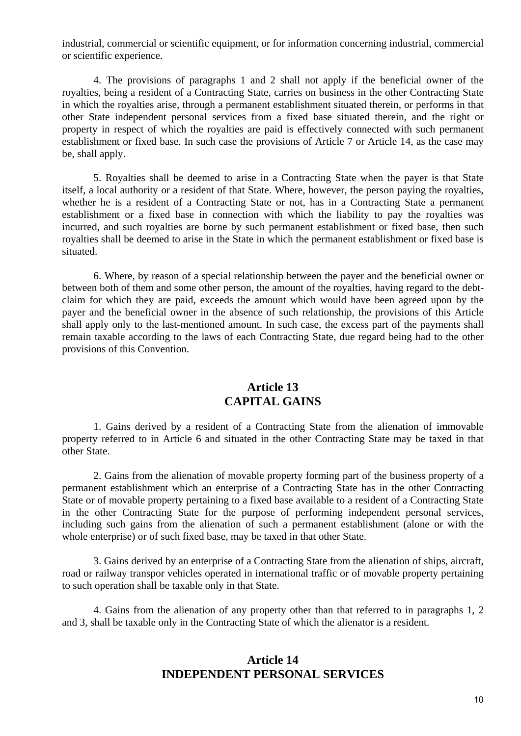industrial, commercial or scientific equipment, or for information concerning industrial, commercial or scientific experience.

4. The provisions of paragraphs 1 and 2 shall not apply if the beneficial owner of the royalties, being a resident of a Contracting State, carries on business in the other Contracting State in which the royalties arise, through a permanent establishment situated therein, or performs in that other State independent personal services from a fixed base situated therein, and the right or property in respect of which the royalties are paid is effectively connected with such permanent establishment or fixed base. In such case the provisions of Article 7 or Article 14, as the case may be, shall apply.

5. Royalties shall be deemed to arise in a Contracting State when the payer is that State itself, a local authority or a resident of that State. Where, however, the person paying the royalties, whether he is a resident of a Contracting State or not, has in a Contracting State a permanent establishment or a fixed base in connection with which the liability to pay the royalties was incurred, and such royalties are borne by such permanent establishment or fixed base, then such royalties shall be deemed to arise in the State in which the permanent establishment or fixed base is situated.

6. Where, by reason of a special relationship between the payer and the beneficial owner or between both of them and some other person, the amount of the royalties, having regard to the debt-claim for which they are paid, exceeds the amount which would have been agreed upon by the payer and the beneficial owner in the absence of such relationship, the provisions of this Article shall apply only to the last-mentioned amount. In such case, the excess part of the payments shall remain taxable according to the laws of each Contracting State, due regard being had to the other provisions of this Convention.

## Article 13
## CAPITAL GAINS

1. Gains derived by a resident of a Contracting State from the alienation of immovable property referred to in Article 6 and situated in the other Contracting State may be taxed in that other State.

2. Gains from the alienation of movable property forming part of the business property of a permanent establishment which an enterprise of a Contracting State has in the other Contracting State or of movable property pertaining to a fixed base available to a resident of a Contracting State in the other Contracting State for the purpose of performing independent personal services, including such gains from the alienation of such a permanent establishment (alone or with the whole enterprise) or of such fixed base, may be taxed in that other State.

3. Gains derived by an enterprise of a Contracting State from the alienation of ships, aircraft, road or railway transpor vehicles operated in international traffic or of movable property pertaining to such operation shall be taxable only in that State.

4. Gains from the alienation of any property other than that referred to in paragraphs 1, 2 and 3, shall be taxable only in the Contracting State of which the alienator is a resident.

## Article 14
## INDEPENDENT PERSONAL SERVICES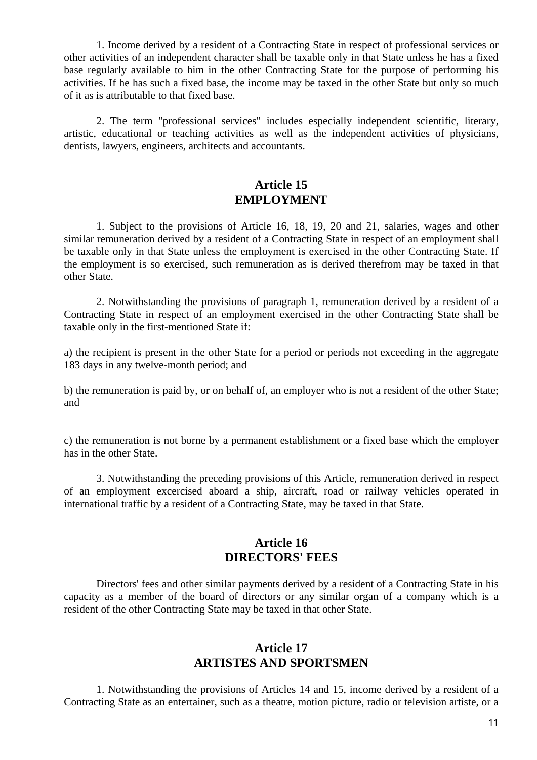1. Income derived by a resident of a Contracting State in respect of professional services or other activities of an independent character shall be taxable only in that State unless he has a fixed base regularly available to him in the other Contracting State for the purpose of performing his activities. If he has such a fixed base, the income may be taxed in the other State but only so much of it as is attributable to that fixed base.

2. The term "professional services" includes especially independent scientific, literary, artistic, educational or teaching activities as well as the independent activities of physicians, dentists, lawyers, engineers, architects and accountants.

## Article 15
## EMPLOYMENT

1. Subject to the provisions of Article 16, 18, 19, 20 and 21, salaries, wages and other similar remuneration derived by a resident of a Contracting State in respect of an employment shall be taxable only in that State unless the employment is exercised in the other Contracting State. If the employment is so exercised, such remuneration as is derived therefrom may be taxed in that other State.

2. Notwithstanding the provisions of paragraph 1, remuneration derived by a resident of a Contracting State in respect of an employment exercised in the other Contracting State shall be taxable only in the first-mentioned State if:

a) the recipient is present in the other State for a period or periods not exceeding in the aggregate 183 days in any twelve-month period; and

b) the remuneration is paid by, or on behalf of, an employer who is not a resident of the other State; and

c) the remuneration is not borne by a permanent establishment or a fixed base which the employer has in the other State.

3. Notwithstanding the preceding provisions of this Article, remuneration derived in respect of an employment excercised aboard a ship, aircraft, road or railway vehicles operated in international traffic by a resident of a Contracting State, may be taxed in that State.

## Article 16
## DIRECTORS' FEES

Directors' fees and other similar payments derived by a resident of a Contracting State in his capacity as a member of the board of directors or any similar organ of a company which is a resident of the other Contracting State may be taxed in that other State.

## Article 17
## ARTISTES AND SPORTSMEN

1. Notwithstanding the provisions of Articles 14 and 15, income derived by a resident of a Contracting State as an entertainer, such as a theatre, motion picture, radio or television artiste, or a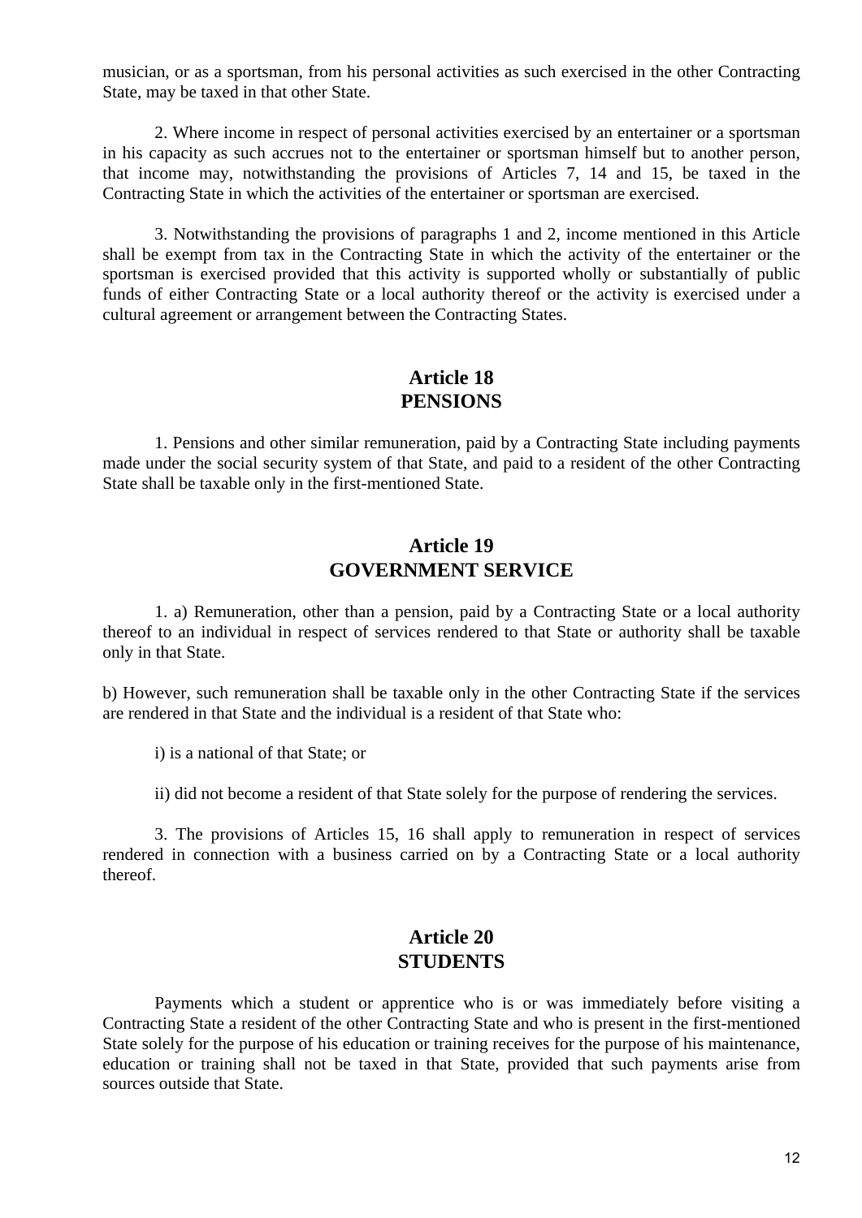musician, or as a sportsman, from his personal activities as such exercised in the other Contracting State, may be taxed in that other State.

2. Where income in respect of personal activities exercised by an entertainer or a sportsman in his capacity as such accrues not to the entertainer or sportsman himself but to another person, that income may, notwithstanding the provisions of Articles 7, 14 and 15, be taxed in the Contracting State in which the activities of the entertainer or sportsman are exercised.

3. Notwithstanding the provisions of paragraphs 1 and 2, income mentioned in this Article shall be exempt from tax in the Contracting State in which the activity of the entertainer or the sportsman is exercised provided that this activity is supported wholly or substantially of public funds of either Contracting State or a local authority thereof or the activity is exercised under a cultural agreement or arrangement between the Contracting States.

## Article 18
## PENSIONS

1. Pensions and other similar remuneration, paid by a Contracting State including payments made under the social security system of that State, and paid to a resident of the other Contracting State shall be taxable only in the first-mentioned State.

## Article 19
## GOVERNMENT SERVICE

1. a) Remuneration, other than a pension, paid by a Contracting State or a local authority thereof to an individual in respect of services rendered to that State or authority shall be taxable only in that State.

b) However, such remuneration shall be taxable only in the other Contracting State if the services are rendered in that State and the individual is a resident of that State who:

i) is a national of that State; or

ii) did not become a resident of that State solely for the purpose of rendering the services.

3. The provisions of Articles 15, 16 shall apply to remuneration in respect of services rendered in connection with a business carried on by a Contracting State or a local authority thereof.

## Article 20
## STUDENTS

Payments which a student or apprentice who is or was immediately before visiting a Contracting State a resident of the other Contracting State and who is present in the first-mentioned State solely for the purpose of his education or training receives for the purpose of his maintenance, education or training shall not be taxed in that State, provided that such payments arise from sources outside that State.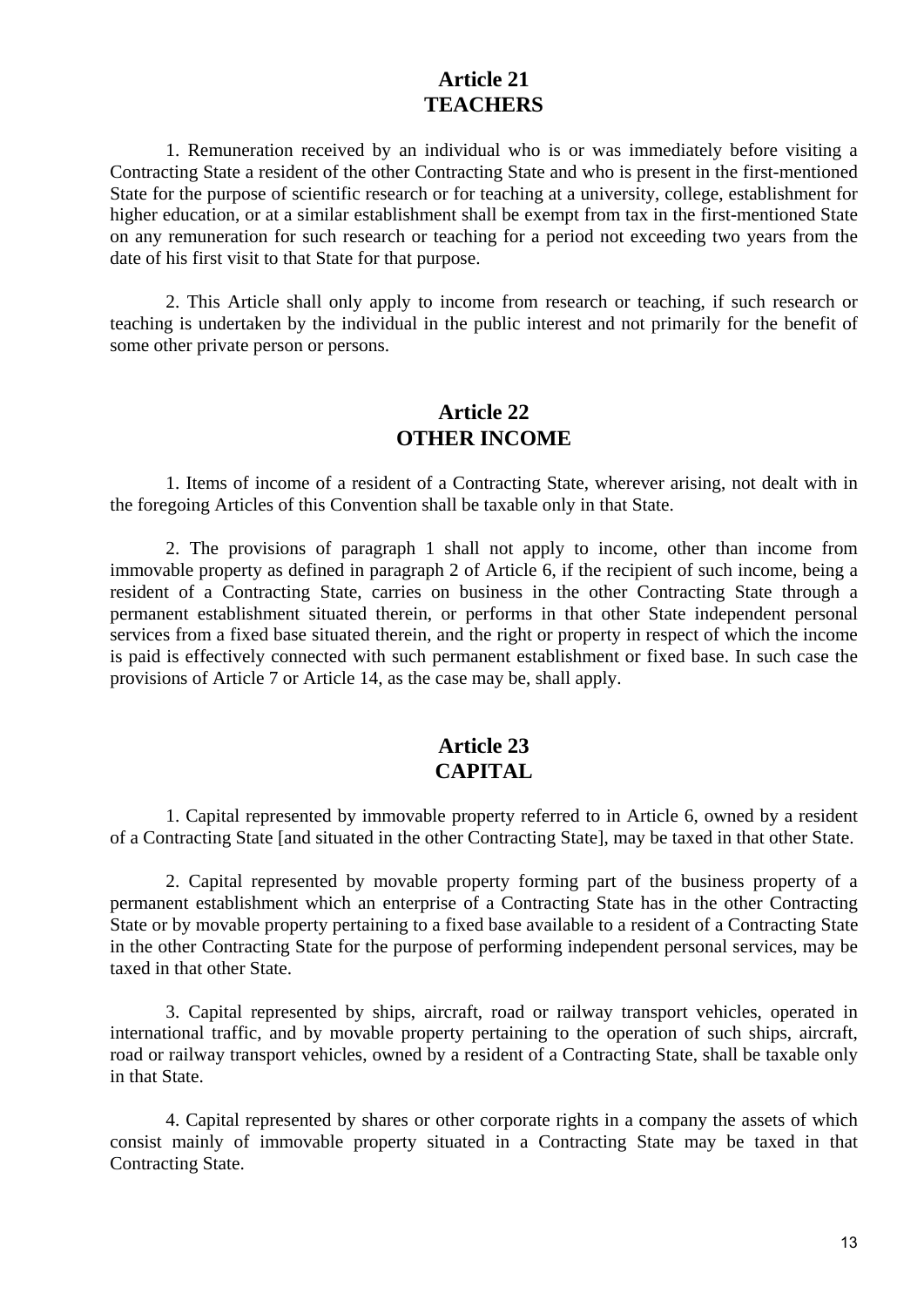## Article 21
## TEACHERS

1. Remuneration received by an individual who is or was immediately before visiting a Contracting State a resident of the other Contracting State and who is present in the first-mentioned State for the purpose of scientific research or for teaching at a university, college, establishment for higher education, or at a similar establishment shall be exempt from tax in the first-mentioned State on any remuneration for such research or teaching for a period not exceeding two years from the date of his first visit to that State for that purpose.

2. This Article shall only apply to income from research or teaching, if such research or teaching is undertaken by the individual in the public interest and not primarily for the benefit of some other private person or persons.

## Article 22
## OTHER INCOME

1. Items of income of a resident of a Contracting State, wherever arising, not dealt with in the foregoing Articles of this Convention shall be taxable only in that State.

2. The provisions of paragraph 1 shall not apply to income, other than income from immovable property as defined in paragraph 2 of Article 6, if the recipient of such income, being a resident of a Contracting State, carries on business in the other Contracting State through a permanent establishment situated therein, or performs in that other State independent personal services from a fixed base situated therein, and the right or property in respect of which the income is paid is effectively connected with such permanent establishment or fixed base. In such case the provisions of Article 7 or Article 14, as the case may be, shall apply.

## Article 23
## CAPITAL

1. Capital represented by immovable property referred to in Article 6, owned by a resident of a Contracting State [and situated in the other Contracting State], may be taxed in that other State.

2. Capital represented by movable property forming part of the business property of a permanent establishment which an enterprise of a Contracting State has in the other Contracting State or by movable property pertaining to a fixed base available to a resident of a Contracting State in the other Contracting State for the purpose of performing independent personal services, may be taxed in that other State.

3. Capital represented by ships, aircraft, road or railway transport vehicles, operated in international traffic, and by movable property pertaining to the operation of such ships, aircraft, road or railway transport vehicles, owned by a resident of a Contracting State, shall be taxable only in that State.

4. Capital represented by shares or other corporate rights in a company the assets of which consist mainly of immovable property situated in a Contracting State may be taxed in that Contracting State.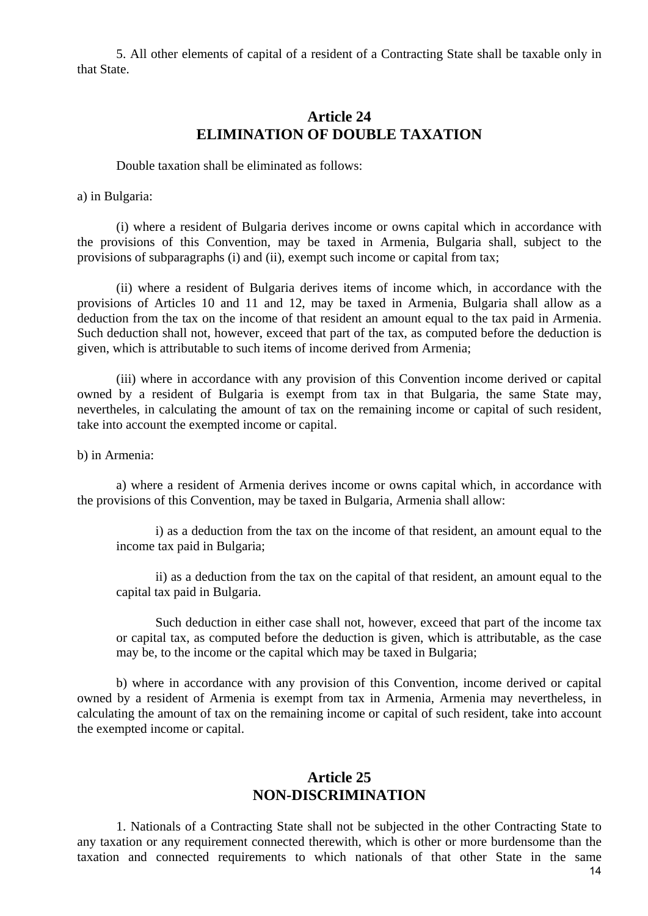5. All other elements of capital of a resident of a Contracting State shall be taxable only in that State.

## Article 24
## ELIMINATION OF DOUBLE TAXATION

Double taxation shall be eliminated as follows:

a) in Bulgaria:

(i) where a resident of Bulgaria derives income or owns capital which in accordance with the provisions of this Convention, may be taxed in Armenia, Bulgaria shall, subject to the provisions of subparagraphs (i) and (ii), exempt such income or capital from tax;

(ii) where a resident of Bulgaria derives items of income which, in accordance with the provisions of Articles 10 and 11 and 12, may be taxed in Armenia, Bulgaria shall allow as a deduction from the tax on the income of that resident an amount equal to the tax paid in Armenia. Such deduction shall not, however, exceed that part of the tax, as computed before the deduction is given, which is attributable to such items of income derived from Armenia;

(iii) where in accordance with any provision of this Convention income derived or capital owned by a resident of Bulgaria is exempt from tax in that Bulgaria, the same State may, nevertheles, in calculating the amount of tax on the remaining income or capital of such resident, take into account the exempted income or capital.

b) in Armenia:

a) where a resident of Armenia derives income or owns capital which, in accordance with the provisions of this Convention, may be taxed in Bulgaria, Armenia shall allow:

i) as a deduction from the tax on the income of that resident, an amount equal to the income tax paid in Bulgaria;

ii) as a deduction from the tax on the capital of that resident, an amount equal to the capital tax paid in Bulgaria.

Such deduction in either case shall not, however, exceed that part of the income tax or capital tax, as computed before the deduction is given, which is attributable, as the case may be, to the income or the capital which may be taxed in Bulgaria;

b) where in accordance with any provision of this Convention, income derived or capital owned by a resident of Armenia is exempt from tax in Armenia, Armenia may nevertheless, in calculating the amount of tax on the remaining income or capital of such resident, take into account the exempted income or capital.

## Article 25
## NON-DISCRIMINATION

1. Nationals of a Contracting State shall not be subjected in the other Contracting State to any taxation or any requirement connected therewith, which is other or more burdensome than the taxation and connected requirements to which nationals of that other State in the same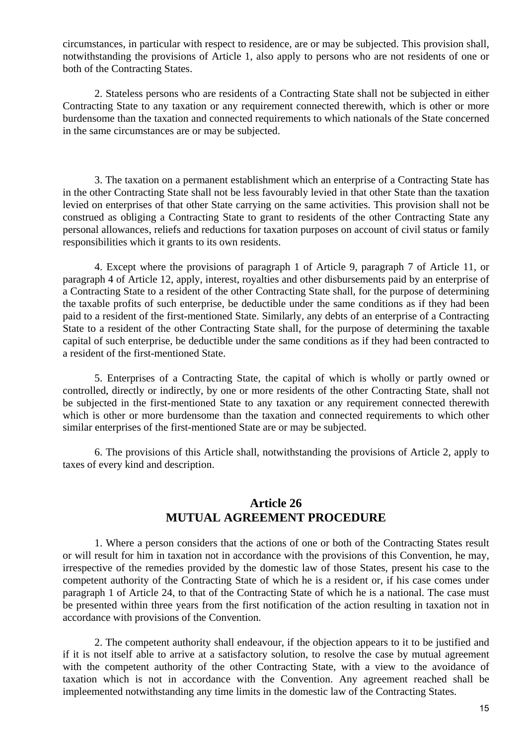circumstances, in particular with respect to residence, are or may be subjected. This provision shall, notwithstanding the provisions of Article 1, also apply to persons who are not residents of one or both of the Contracting States.

2. Stateless persons who are residents of a Contracting State shall not be subjected in either Contracting State to any taxation or any requirement connected therewith, which is other or more burdensome than the taxation and connected requirements to which nationals of the State concerned in the same circumstances are or may be subjected.

3. The taxation on a permanent establishment which an enterprise of a Contracting State has in the other Contracting State shall not be less favourably levied in that other State than the taxation levied on enterprises of that other State carrying on the same activities. This provision shall not be construed as obliging a Contracting State to grant to residents of the other Contracting State any personal allowances, reliefs and reductions for taxation purposes on account of civil status or family responsibilities which it grants to its own residents.

4. Except where the provisions of paragraph 1 of Article 9, paragraph 7 of Article 11, or paragraph 4 of Article 12, apply, interest, royalties and other disbursements paid by an enterprise of a Contracting State to a resident of the other Contracting State shall, for the purpose of determining the taxable profits of such enterprise, be deductible under the same conditions as if they had been paid to a resident of the first-mentioned State. Similarly, any debts of an enterprise of a Contracting State to a resident of the other Contracting State shall, for the purpose of determining the taxable capital of such enterprise, be deductible under the same conditions as if they had been contracted to a resident of the first-mentioned State.

5. Enterprises of a Contracting State, the capital of which is wholly or partly owned or controlled, directly or indirectly, by one or more residents of the other Contracting State, shall not be subjected in the first-mentioned State to any taxation or any requirement connected therewith which is other or more burdensome than the taxation and connected requirements to which other similar enterprises of the first-mentioned State are or may be subjected.

6. The provisions of this Article shall, notwithstanding the provisions of Article 2, apply to taxes of every kind and description.

## Article 26
## MUTUAL AGREEMENT PROCEDURE

1. Where a person considers that the actions of one or both of the Contracting States result or will result for him in taxation not in accordance with the provisions of this Convention, he may, irrespective of the remedies provided by the domestic law of those States, present his case to the competent authority of the Contracting State of which he is a resident or, if his case comes under paragraph 1 of Article 24, to that of the Contracting State of which he is a national. The case must be presented within three years from the first notification of the action resulting in taxation not in accordance with provisions of the Convention.

2. The competent authority shall endeavour, if the objection appears to it to be justified and if it is not itself able to arrive at a satisfactory solution, to resolve the case by mutual agreement with the competent authority of the other Contracting State, with a view to the avoidance of taxation which is not in accordance with the Convention. Any agreement reached shall be impleemented notwithstanding any time limits in the domestic law of the Contracting States.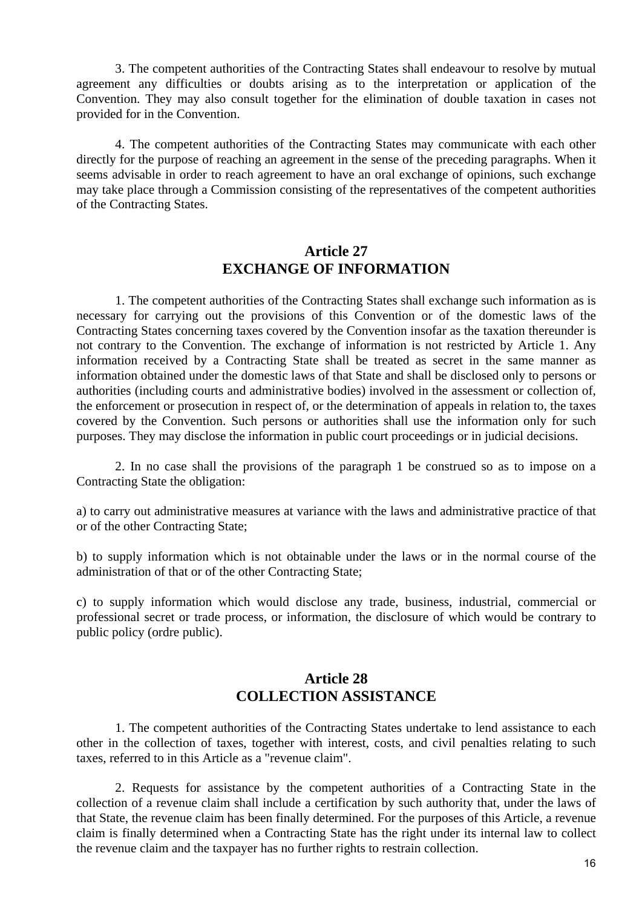3. The competent authorities of the Contracting States shall endeavour to resolve by mutual agreement any difficulties or doubts arising as to the interpretation or application of the Convention. They may also consult together for the elimination of double taxation in cases not provided for in the Convention.

4. The competent authorities of the Contracting States may communicate with each other directly for the purpose of reaching an agreement in the sense of the preceding paragraphs. When it seems advisable in order to reach agreement to have an oral exchange of opinions, such exchange may take place through a Commission consisting of the representatives of the competent authorities of the Contracting States.

## Article 27
## EXCHANGE OF INFORMATION

1. The competent authorities of the Contracting States shall exchange such information as is necessary for carrying out the provisions of this Convention or of the domestic laws of the Contracting States concerning taxes covered by the Convention insofar as the taxation thereunder is not contrary to the Convention. The exchange of information is not restricted by Article 1. Any information received by a Contracting State shall be treated as secret in the same manner as information obtained under the domestic laws of that State and shall be disclosed only to persons or authorities (including courts and administrative bodies) involved in the assessment or collection of, the enforcement or prosecution in respect of, or the determination of appeals in relation to, the taxes covered by the Convention. Such persons or authorities shall use the information only for such purposes. They may disclose the information in public court proceedings or in judicial decisions.

2. In no case shall the provisions of the paragraph 1 be construed so as to impose on a Contracting State the obligation:

a) to carry out administrative measures at variance with the laws and administrative practice of that or of the other Contracting State;

b) to supply information which is not obtainable under the laws or in the normal course of the administration of that or of the other Contracting State;

c) to supply information which would disclose any trade, business, industrial, commercial or professional secret or trade process, or information, the disclosure of which would be contrary to public policy (ordre public).

## Article 28
## COLLECTION ASSISTANCE

1. The competent authorities of the Contracting States undertake to lend assistance to each other in the collection of taxes, together with interest, costs, and civil penalties relating to such taxes, referred to in this Article as a "revenue claim".

2. Requests for assistance by the competent authorities of a Contracting State in the collection of a revenue claim shall include a certification by such authority that, under the laws of that State, the revenue claim has been finally determined. For the purposes of this Article, a revenue claim is finally determined when a Contracting State has the right under its internal law to collect the revenue claim and the taxpayer has no further rights to restrain collection.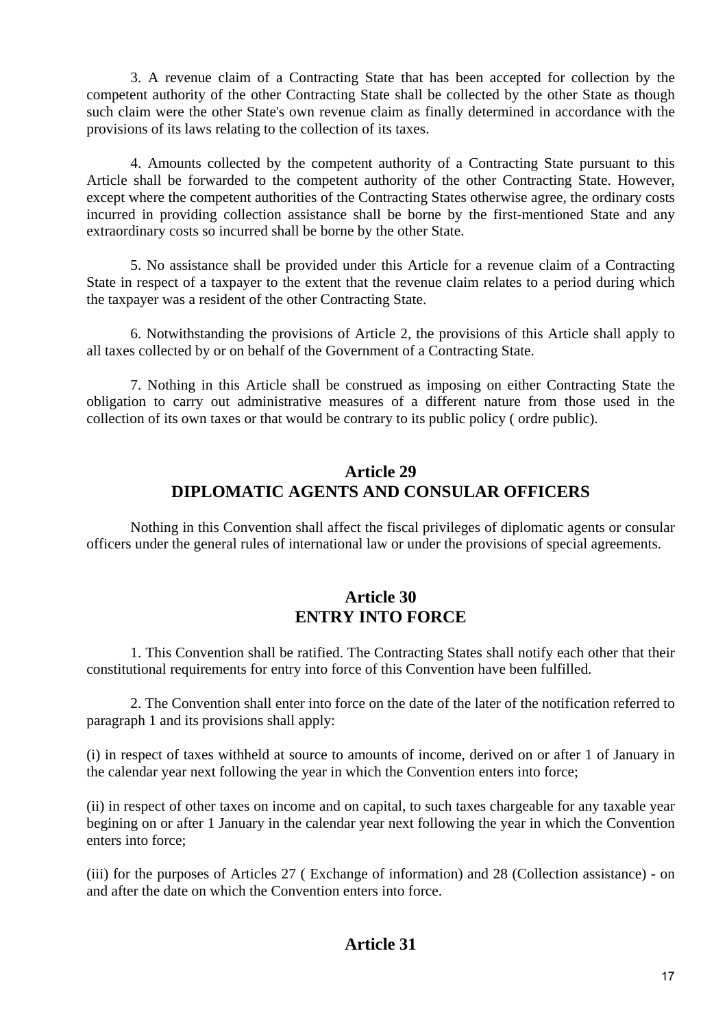3. A revenue claim of a Contracting State that has been accepted for collection by the competent authority of the other Contracting State shall be collected by the other State as though such claim were the other State's own revenue claim as finally determined in accordance with the provisions of its laws relating to the collection of its taxes.

4. Amounts collected by the competent authority of a Contracting State pursuant to this Article shall be forwarded to the competent authority of the other Contracting State. However, except where the competent authorities of the Contracting States otherwise agree, the ordinary costs incurred in providing collection assistance shall be borne by the first-mentioned State and any extraordinary costs so incurred shall be borne by the other State.

5. No assistance shall be provided under this Article for a revenue claim of a Contracting State in respect of a taxpayer to the extent that the revenue claim relates to a period during which the taxpayer was a resident of the other Contracting State.

6. Notwithstanding the provisions of Article 2, the provisions of this Article shall apply to all taxes collected by or on behalf of the Government of a Contracting State.

7. Nothing in this Article shall be construed as imposing on either Contracting State the obligation to carry out administrative measures of a different nature from those used in the collection of its own taxes or that would be contrary to its public policy ( ordre public).

## Article 29
## DIPLOMATIC AGENTS AND CONSULAR OFFICERS

Nothing in this Convention shall affect the fiscal privileges of diplomatic agents or consular officers under the general rules of international law or under the provisions of special agreements.

## Article 30
## ENTRY INTO FORCE

1. This Convention shall be ratified. The Contracting States shall notify each other that their constitutional requirements for entry into force of this Convention have been fulfilled.

2. The Convention shall enter into force on the date of the later of the notification referred to paragraph 1 and its provisions shall apply:

(i) in respect of taxes withheld at source to amounts of income, derived on or after 1 of January in the calendar year next following the year in which the Convention enters into force;

(ii) in respect of other taxes on income and on capital, to such taxes chargeable for any taxable year begining on or after 1 January in the calendar year next following the year in which the Convention enters into force;

(iii) for the purposes of Articles 27 ( Exchange of information) and 28 (Collection assistance) - on and after the date on which the Convention enters into force.

## Article 31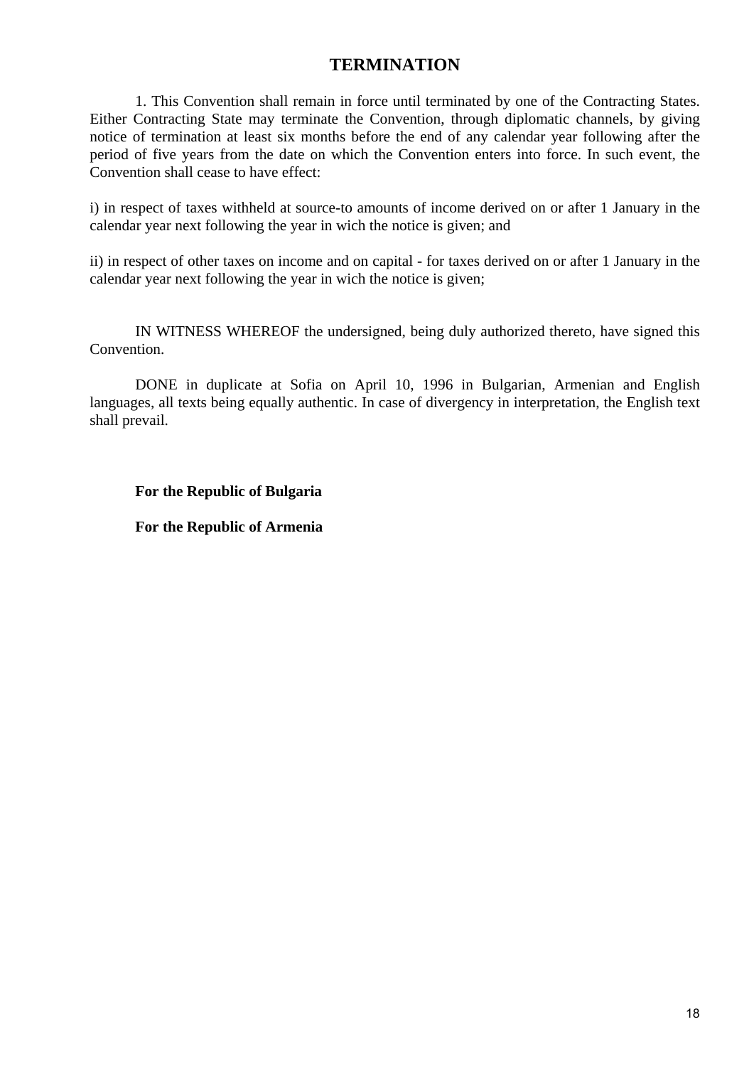## TERMINATION

1. This Convention shall remain in force until terminated by one of the Contracting States. Either Contracting State may terminate the Convention, through diplomatic channels, by giving notice of termination at least six months before the end of any calendar year following after the period of five years from the date on which the Convention enters into force. In such event, the Convention shall cease to have effect:

i) in respect of taxes withheld at source-to amounts of income derived on or after 1 January in the calendar year next following the year in wich the notice is given; and

ii) in respect of other taxes on income and on capital - for taxes derived on or after 1 January in the calendar year next following the year in wich the notice is given;

IN WITNESS WHEREOF the undersigned, being duly authorized thereto, have signed this Convention.

DONE in duplicate at Sofia on April 10, 1996 in Bulgarian, Armenian and English languages, all texts being equally authentic. In case of divergency in interpretation, the English text shall prevail.

**For the Republic of Bulgaria**

**For the Republic of Armenia**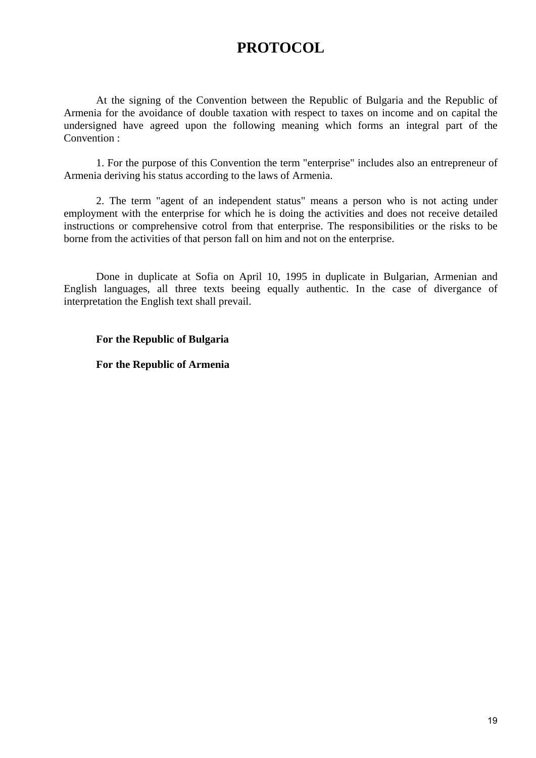# PROTOCOL

At the signing of the Convention between the Republic of Bulgaria and the Republic of Armenia for the avoidance of double taxation with respect to taxes on income and on capital the undersigned have agreed upon the following meaning which forms an integral part of the Convention :

1. For the purpose of this Convention the term "enterprise" includes also an entrepreneur of Armenia deriving his status according to the laws of Armenia.

2. The term "agent of an independent status" means a person who is not acting under employment with the enterprise for which he is doing the activities and does not receive detailed instructions or comprehensive cotrol from that enterprise. The responsibilities or the risks to be borne from the activities of that person fall on him and not on the enterprise.

Done in duplicate at Sofia on April 10, 1995 in duplicate in Bulgarian, Armenian and English languages, all three texts beeing equally authentic. In the case of divergance of interpretation the English text shall prevail.

**For the Republic of Bulgaria**

**For the Republic of Armenia**